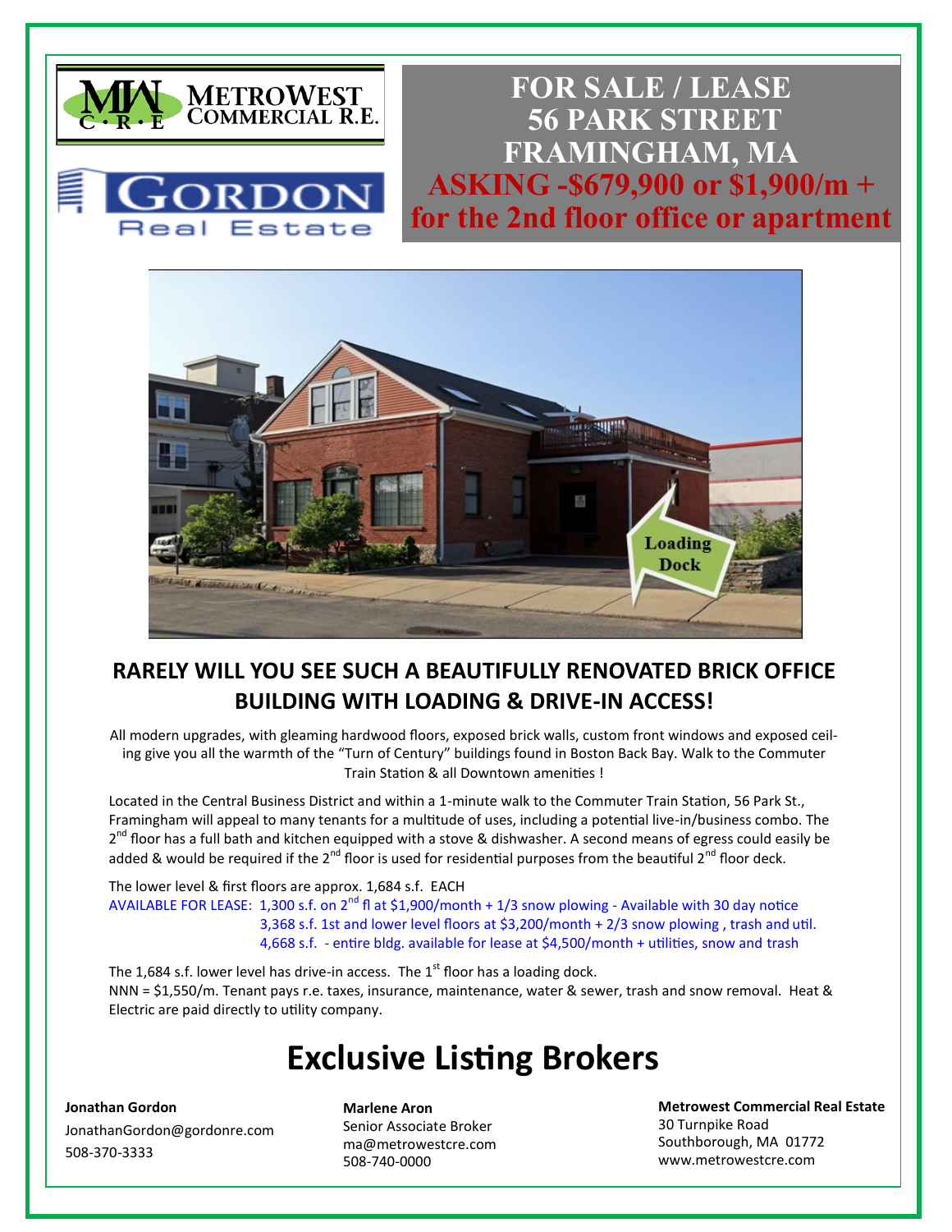METROWEST COMMERCIAL R.E.

GORDON Real Estate

# FOR SALE / LEASE
# 56 PARK STREET
# FRAMINGHAM, MA
## ASKING -$679,900 or $1,900/m + for the 2nd floor office or apartment

Loading Dock

## RARELY WILL YOU SEE SUCH A BEAUTIFULLY RENOVATED BRICK OFFICE BUILDING WITH LOADING & DRIVE-IN ACCESS!

All modern upgrades, with gleaming hardwood floors, exposed brick walls, custom front windows and exposed ceiling give you all the warmth of the "Turn of Century" buildings found in Boston Back Bay. Walk to the Commuter Train Station & all Downtown amenities !

Located in the Central Business District and within a 1-minute walk to the Commuter Train Station, 56 Park St., Framingham will appeal to many tenants for a multitude of uses, including a potential live-in/business combo. The 2nd floor has a full bath and kitchen equipped with a stove & dishwasher. A second means of egress could easily be added & would be required if the 2nd floor is used for residential purposes from the beautiful 2nd floor deck.

The lower level & first floors are approx. 1,684 s.f. EACH

AVAILABLE FOR LEASE: 1,300 s.f. on 2nd fl at $1,900/month + 1/3 snow plowing - Available with 30 day notice
3,368 s.f. 1st and lower level floors at $3,200/month + 2/3 snow plowing , trash and util.
4,668 s.f. - entire bldg. available for lease at $4,500/month + utilities, snow and trash

The 1,684 s.f. lower level has drive-in access. The 1st floor has a loading dock.
NNN = $1,550/m. Tenant pays r.e. taxes, insurance, maintenance, water & sewer, trash and snow removal. Heat & Electric are paid directly to utility company.

# Exclusive Listing Brokers

**Jonathan Gordon**
JonathanGordon@gordonre.com
508-370-3333

**Marlene Aron**
Senior Associate Broker
ma@metrowestcre.com
508-740-0000

**Metrowest Commercial Real Estate**
30 Turnpike Road
Southborough, MA 01772
www.metrowestcre.com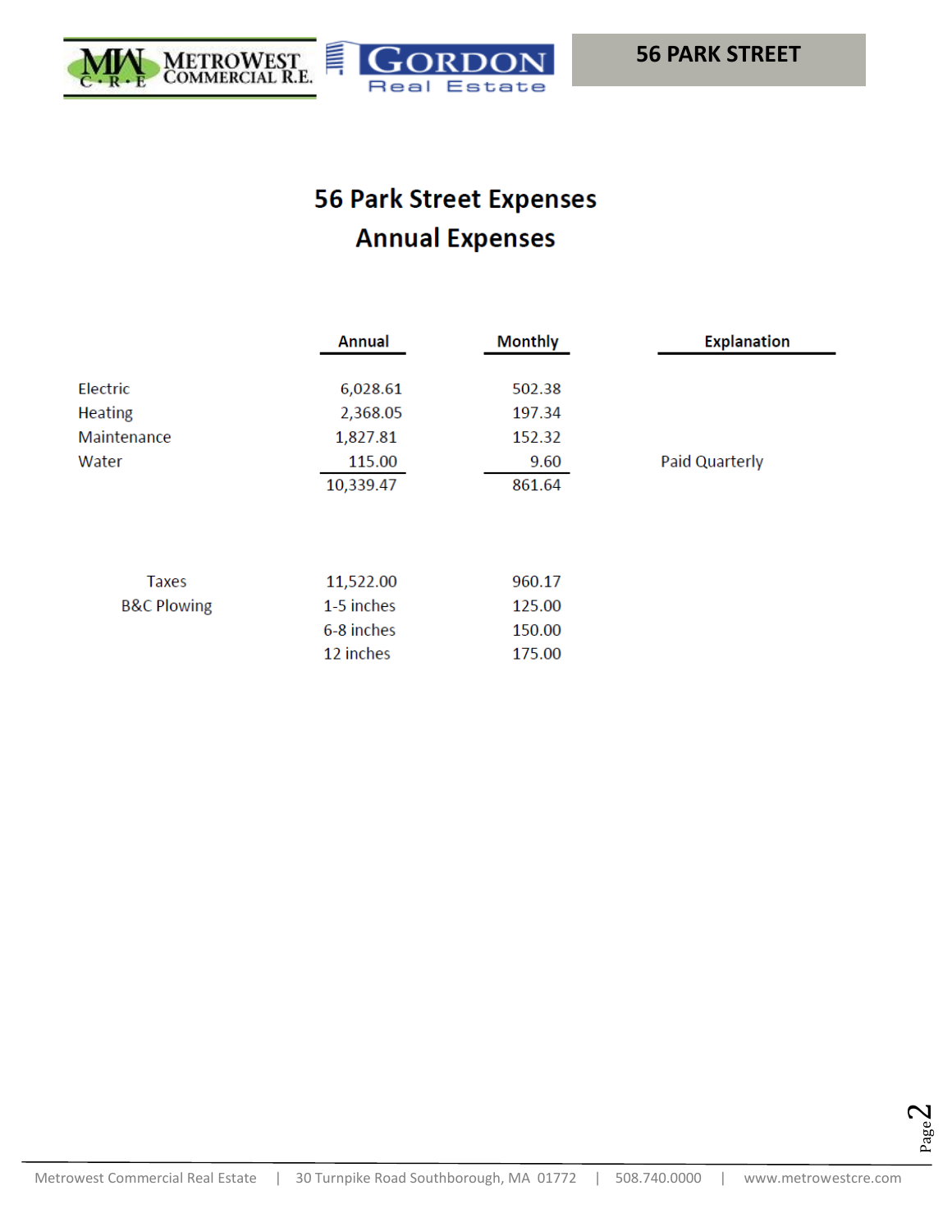# 56 Park Street Expenses

## Annual Expenses

| | Annual | Monthly | Explanation |
|---|---|---|---|
| Electric | 6,028.61 | 502.38 | |
| Heating | 2,368.05 | 197.34 | |
| Maintenance | 1,827.81 | 152.32 | |
| Water | 115.00 | 9.60 | Paid Quarterly |
| | 10,339.47 | 861.64 | |

| | Annual | Monthly |
|---|---|---|
| Taxes | 11,522.00 | 960.17 |
| B&C Plowing | 1-5 inches | 125.00 |
| | 6-8 inches | 150.00 |
| | 12 inches | 175.00 |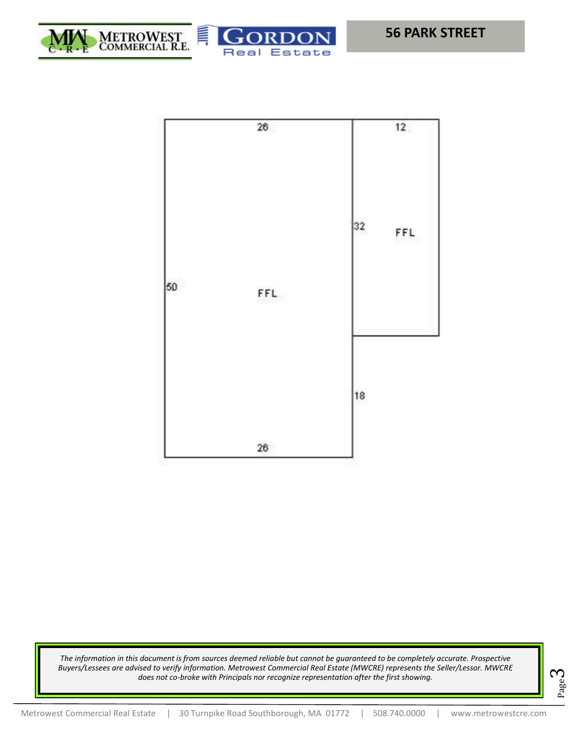## 56 PARK STREET

26

12

32

FFL

50

FFL

18

26

*The information in this document is from sources deemed reliable but cannot be guaranteed to be completely accurate. Prospective Buyers/Lessees are advised to verify information. Metrowest Commercial Real Estate (MWCRE) represents the Seller/Lessor. MWCRE does not co-broke with Principals nor recognize representation after the first showing.*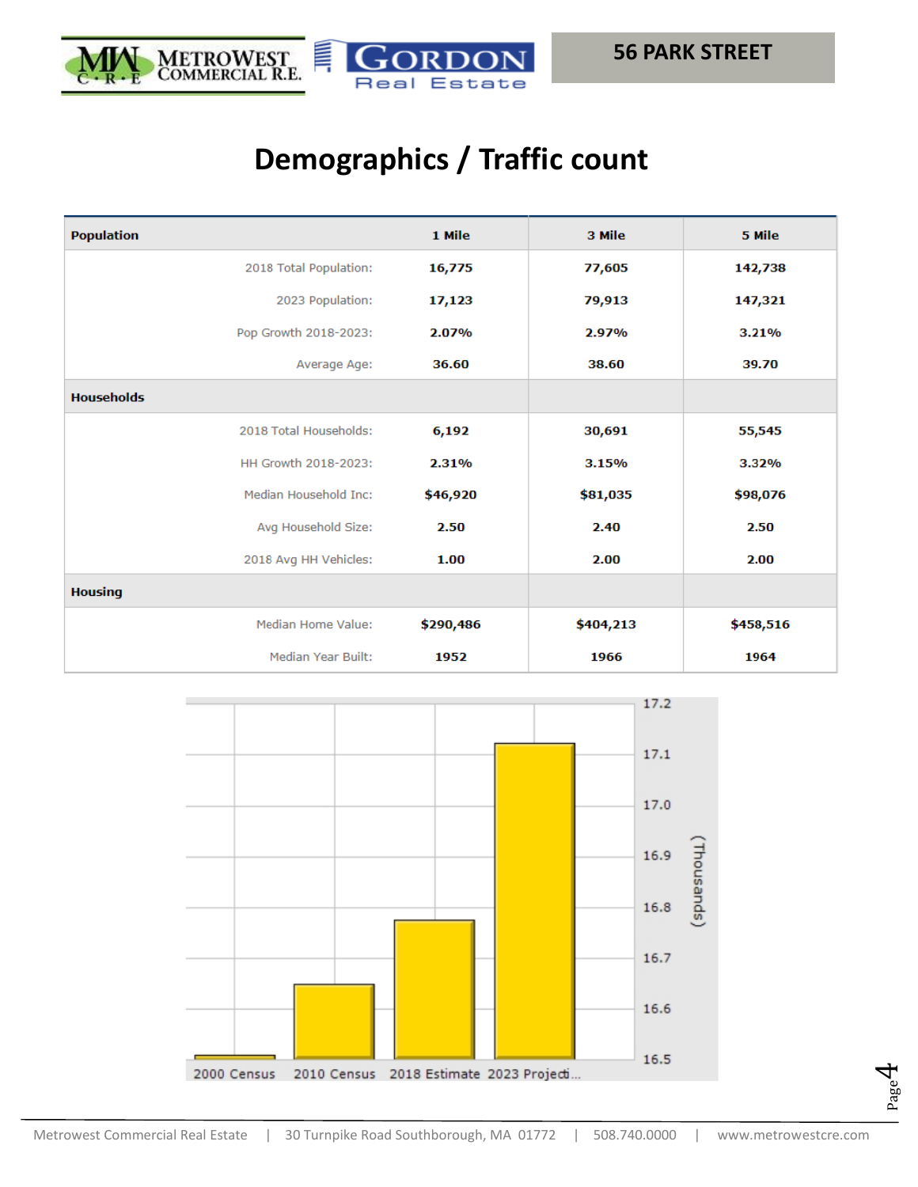# Demographics / Traffic count

| Population | 1 Mile | 3 Mile | 5 Mile |
|---|---|---|---|
| 2018 Total Population: | 16,775 | 77,605 | 142,738 |
| 2023 Population: | 17,123 | 79,913 | 147,321 |
| Pop Growth 2018-2023: | 2.07% | 2.97% | 3.21% |
| Average Age: | 36.60 | 38.60 | 39.70 |
| **Households** | | | |
| 2018 Total Households: | 6,192 | 30,691 | 55,545 |
| HH Growth 2018-2023: | 2.31% | 3.15% | 3.32% |
| Median Household Inc: | $46,920 | $81,035 | $98,076 |
| Avg Household Size: | 2.50 | 2.40 | 2.50 |
| 2018 Avg HH Vehicles: | 1.00 | 2.00 | 2.00 |
| **Housing** | | | |
| Median Home Value: | $290,486 | $404,213 | $458,516 |
| Median Year Built: | 1952 | 1966 | 1964 |

(Thousands)

| | 2000 Census | 2010 Census | 2018 Estimate | 2023 Projecti... |
|---|---|---|---|---|

Axis values: 16.5, 16.6, 16.7, 16.8, 16.9, 17.0, 17.1, 17.2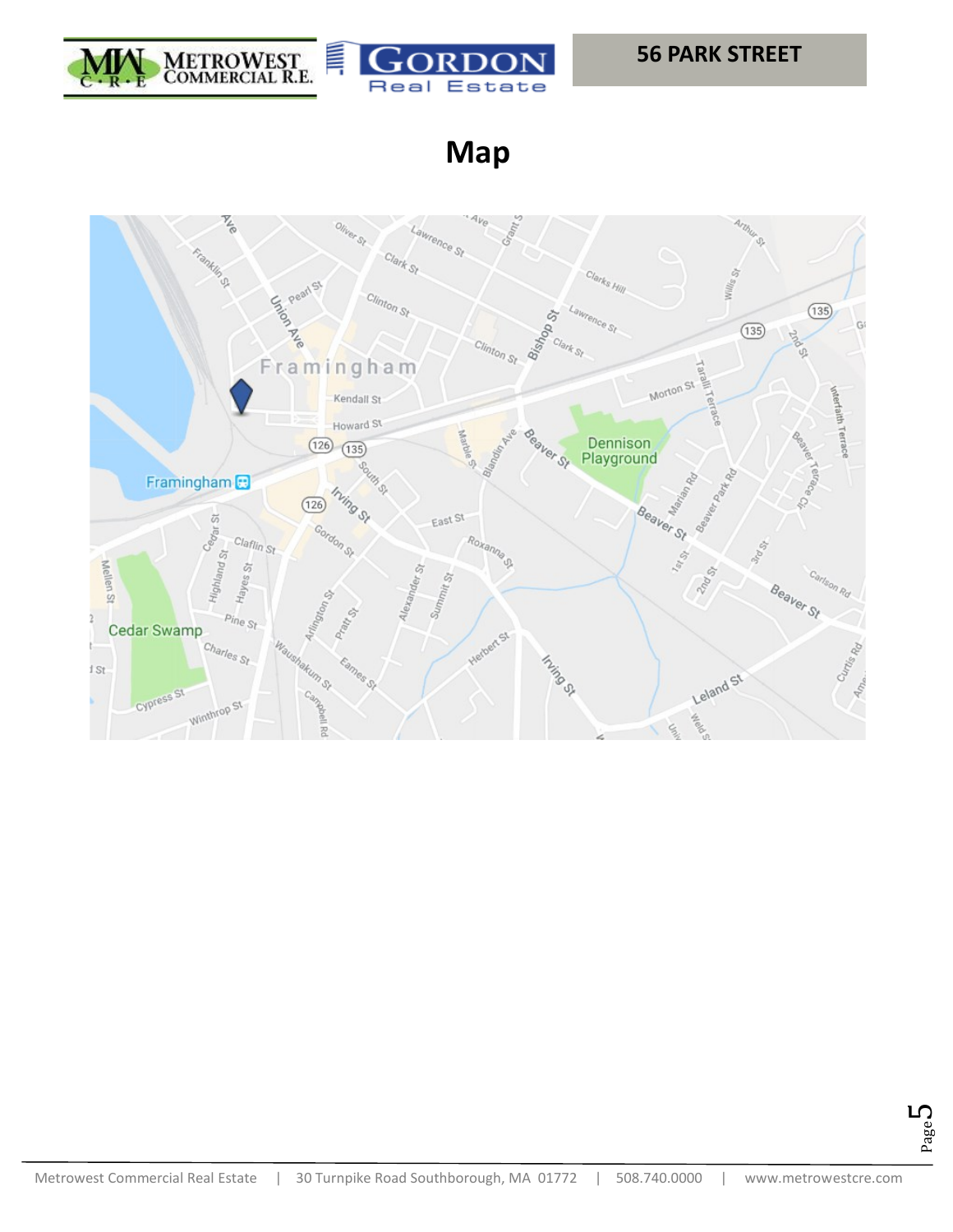# Map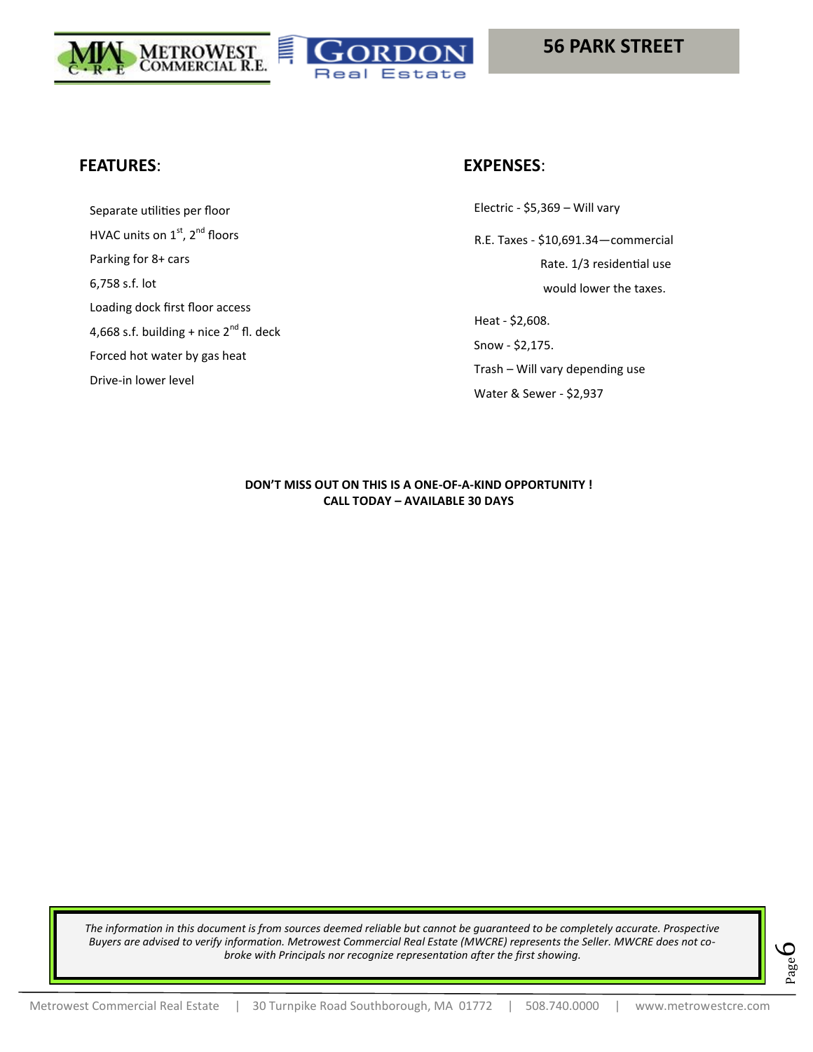# 56 PARK STREET

## FEATURES:

- Separate utilities per floor
- HVAC units on 1st, 2nd floors
- Parking for 8+ cars
- 6,758 s.f. lot
- Loading dock first floor access
- 4,668 s.f. building + nice 2nd fl. deck
- Forced hot water by gas heat
- Drive-in lower level

## EXPENSES:

- Electric - $5,369 – Will vary
- R.E. Taxes - $10,691.34—commercial Rate. 1/3 residential use would lower the taxes.
- Heat - $2,608.
- Snow - $2,175.
- Trash – Will vary depending use
- Water & Sewer - $2,937

**DON'T MISS OUT ON THIS IS A ONE-OF-A-KIND OPPORTUNITY !**
**CALL TODAY – AVAILABLE 30 DAYS**

*The information in this document is from sources deemed reliable but cannot be guaranteed to be completely accurate. Prospective Buyers are advised to verify information. Metrowest Commercial Real Estate (MWCRE) represents the Seller. MWCRE does not co-broke with Principals nor recognize representation after the first showing.*

Metrowest Commercial Real Estate | 30 Turnpike Road Southborough, MA 01772 | 508.740.0000 | www.metrowestcre.com